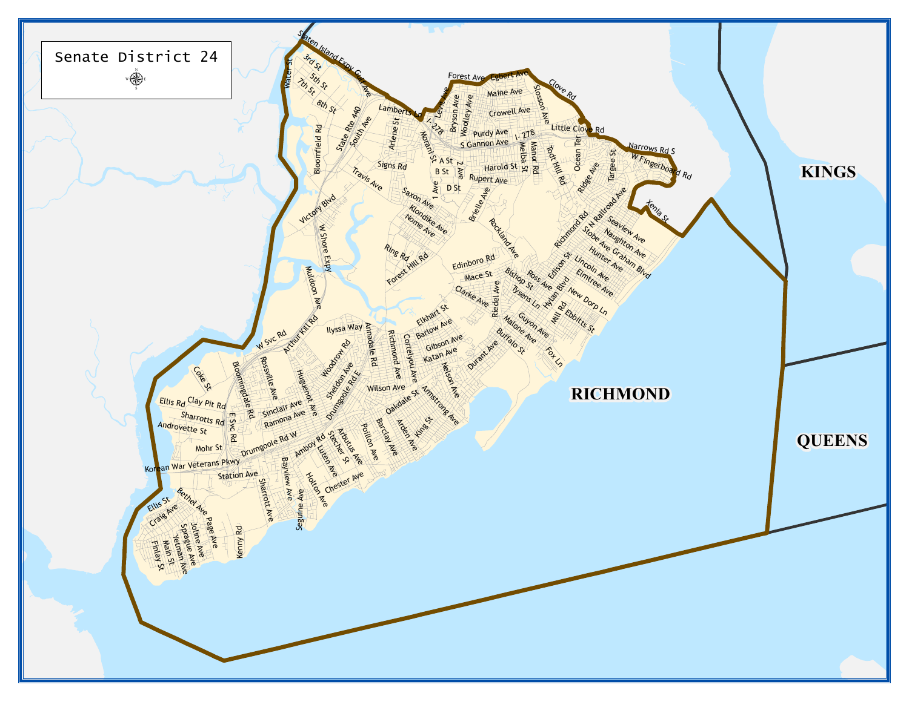# Senate District 24

KINGS

QUEENS

RICHMOND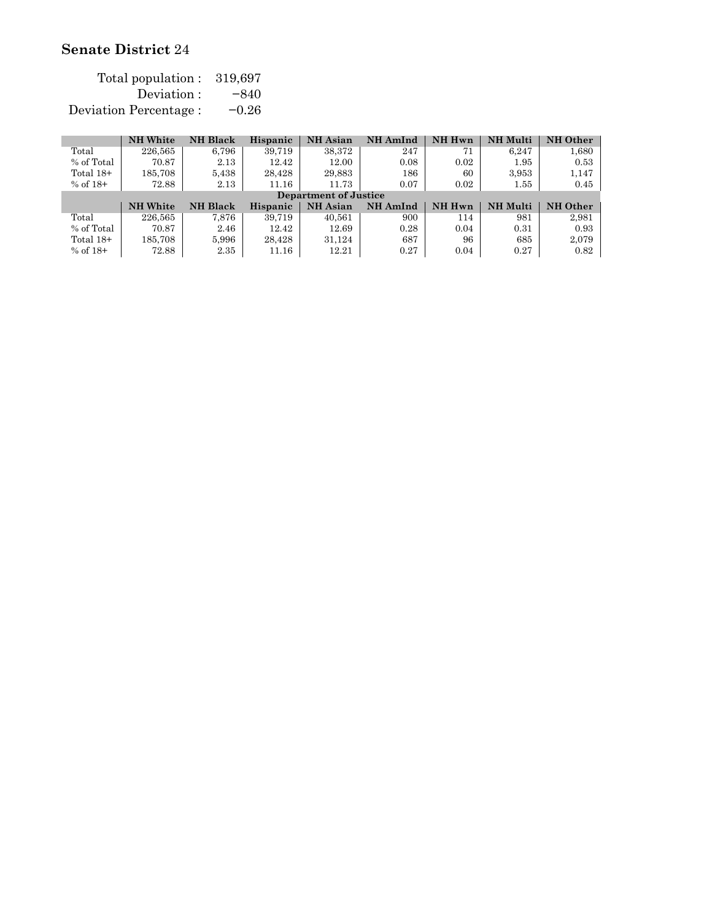## Senate District 24

Total population : 319,697
Deviation : −840
Deviation Percentage : −0.26

| | NH White | NH Black | Hispanic | NH Asian | NH AmInd | NH Hwn | NH Multi | NH Other |
|---|---|---|---|---|---|---|---|---|
| Total | 226,565 | 6,796 | 39,719 | 38,372 | 247 | 71 | 6,247 | 1,680 |
| % of Total | 70.87 | 2.13 | 12.42 | 12.00 | 0.08 | 0.02 | 1.95 | 0.53 |
| Total 18+ | 185,708 | 5,438 | 28,428 | 29,883 | 186 | 60 | 3,953 | 1,147 |
| % of 18+ | 72.88 | 2.13 | 11.16 | 11.73 | 0.07 | 0.02 | 1.55 | 0.45 |
| **Department of Justice** | | | | | | | | |
| | **NH White** | **NH Black** | **Hispanic** | **NH Asian** | **NH AmInd** | **NH Hwn** | **NH Multi** | **NH Other** |
| Total | 226,565 | 7,876 | 39,719 | 40,561 | 900 | 114 | 981 | 2,981 |
| % of Total | 70.87 | 2.46 | 12.42 | 12.69 | 0.28 | 0.04 | 0.31 | 0.93 |
| Total 18+ | 185,708 | 5,996 | 28,428 | 31,124 | 687 | 96 | 685 | 2,079 |
| % of 18+ | 72.88 | 2.35 | 11.16 | 12.21 | 0.27 | 0.04 | 0.27 | 0.82 |